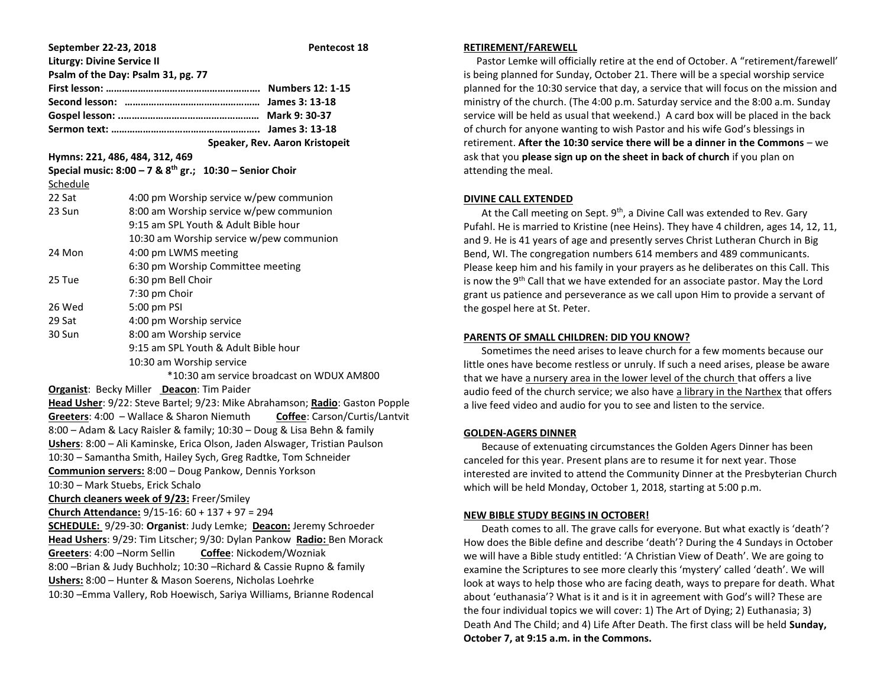**September 22-23, 2018** **Pentecost 18**

**Liturgy: Divine Service II**

**Psalm of the Day: Psalm 31, pg. 77**

**First lesson: ………………………………………………… Numbers 12: 1-15**

**Second lesson: ………………………………………… James 3: 13-18**

**Gospel lesson: ……………………………………………… Mark 9: 30-37**

**Sermon text: ……………………………………………… James 3: 13-18**

**Speaker, Rev. Aaron Kristopeit**

**Hymns: 221, 486, 484, 312, 469**

**Special music: 8:00 – 7 & 8th gr.; 10:30 – Senior Choir**

Schedule

| | |
|---|---|
| 22 Sat | 4:00 pm Worship service w/pew communion |
| 23 Sun | 8:00 am Worship service w/pew communion |
| | 9:15 am SPL Youth & Adult Bible hour |
| | 10:30 am Worship service w/pew communion |
| 24 Mon | 4:00 pm LWMS meeting |
| | 6:30 pm Worship Committee meeting |
| 25 Tue | 6:30 pm Bell Choir |
| | 7:30 pm Choir |
| 26 Wed | 5:00 pm PSI |
| 29 Sat | 4:00 pm Worship service |
| 30 Sun | 8:00 am Worship service |
| | 9:15 am SPL Youth & Adult Bible hour |
| | 10:30 am Worship service |

*10:30 am service broadcast on WDUX AM800

**Organist**: Becky Miller **Deacon**: Tim Paider

**Head Usher**: 9/22: Steve Bartel; 9/23: Mike Abrahamson; **Radio**: Gaston Popple

**Greeters**: 4:00 – Wallace & Sharon Niemuth **Coffee**: Carson/Curtis/Lantvit

8:00 – Adam & Lacy Raisler & family; 10:30 – Doug & Lisa Behn & family

**Ushers**: 8:00 – Ali Kaminske, Erica Olson, Jaden Alswager, Tristian Paulson

10:30 – Samantha Smith, Hailey Sych, Greg Radtke, Tom Schneider

**Communion servers:** 8:00 – Doug Pankow, Dennis Yorkson

10:30 – Mark Stuebs, Erick Schalo

**Church cleaners week of 9/23:** Freer/Smiley

**Church Attendance:** 9/15-16: 60 + 137 + 97 = 294

**SCHEDULE:** 9/29-30: **Organist**: Judy Lemke; **Deacon:** Jeremy Schroeder

**Head Ushers**: 9/29: Tim Litscher; 9/30: Dylan Pankow **Radio:** Ben Morack

**Greeters**: 4:00 –Norm Sellin **Coffee**: Nickodem/Wozniak

8:00 –Brian & Judy Buchholz; 10:30 –Richard & Cassie Rupno & family

**Ushers:** 8:00 – Hunter & Mason Soerens, Nicholas Loehrke

10:30 –Emma Vallery, Rob Hoewisch, Sariya Williams, Brianne Rodencal

## RETIREMENT/FAREWELL

Pastor Lemke will officially retire at the end of October. A "retirement/farewell' is being planned for Sunday, October 21. There will be a special worship service planned for the 10:30 service that day, a service that will focus on the mission and ministry of the church. (The 4:00 p.m. Saturday service and the 8:00 a.m. Sunday service will be held as usual that weekend.) A card box will be placed in the back of church for anyone wanting to wish Pastor and his wife God's blessings in retirement. **After the 10:30 service there will be a dinner in the Commons** – we ask that you **please sign up on the sheet in back of church** if you plan on attending the meal.

## DIVINE CALL EXTENDED

At the Call meeting on Sept. 9th, a Divine Call was extended to Rev. Gary Pufahl. He is married to Kristine (nee Heins). They have 4 children, ages 14, 12, 11, and 9. He is 41 years of age and presently serves Christ Lutheran Church in Big Bend, WI. The congregation numbers 614 members and 489 communicants. Please keep him and his family in your prayers as he deliberates on this Call. This is now the 9th Call that we have extended for an associate pastor. May the Lord grant us patience and perseverance as we call upon Him to provide a servant of the gospel here at St. Peter.

## PARENTS OF SMALL CHILDREN: DID YOU KNOW?

Sometimes the need arises to leave church for a few moments because our little ones have become restless or unruly. If such a need arises, please be aware that we have a nursery area in the lower level of the church that offers a live audio feed of the church service; we also have a library in the Narthex that offers a live feed video and audio for you to see and listen to the service.

## GOLDEN-AGERS DINNER

Because of extenuating circumstances the Golden Agers Dinner has been canceled for this year. Present plans are to resume it for next year. Those interested are invited to attend the Community Dinner at the Presbyterian Church which will be held Monday, October 1, 2018, starting at 5:00 p.m.

## NEW BIBLE STUDY BEGINS IN OCTOBER!

Death comes to all. The grave calls for everyone. But what exactly is 'death'? How does the Bible define and describe 'death'? During the 4 Sundays in October we will have a Bible study entitled: 'A Christian View of Death'. We are going to examine the Scriptures to see more clearly this 'mystery' called 'death'. We will look at ways to help those who are facing death, ways to prepare for death. What about 'euthanasia'? What is it and is it in agreement with God's will? These are the four individual topics we will cover: 1) The Art of Dying; 2) Euthanasia; 3) Death And The Child; and 4) Life After Death. The first class will be held **Sunday, October 7, at 9:15 a.m. in the Commons.**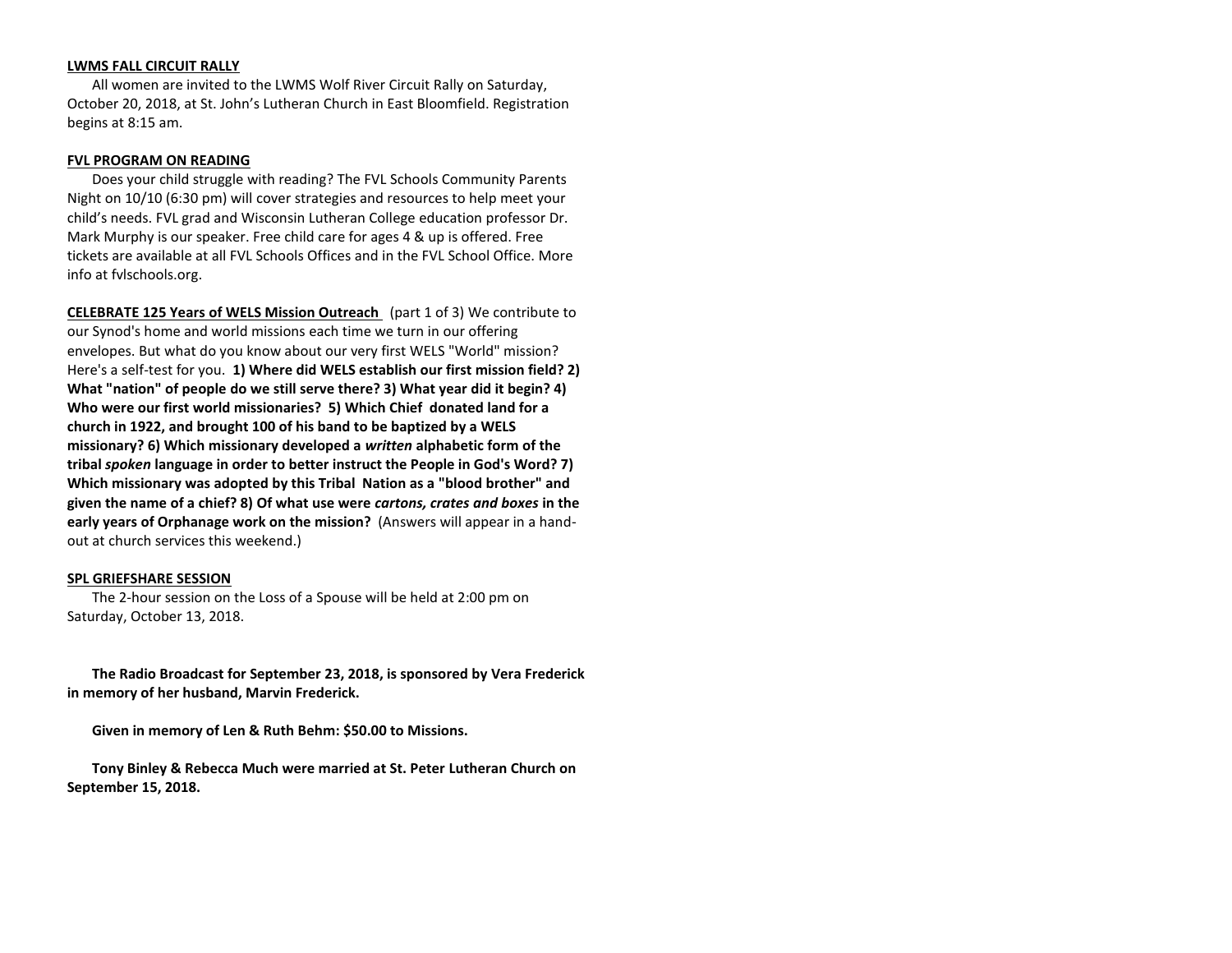**LWMS FALL CIRCUIT RALLY**

All women are invited to the LWMS Wolf River Circuit Rally on Saturday, October 20, 2018, at St. John's Lutheran Church in East Bloomfield. Registration begins at 8:15 am.

**FVL PROGRAM ON READING**

Does your child struggle with reading? The FVL Schools Community Parents Night on 10/10 (6:30 pm) will cover strategies and resources to help meet your child's needs. FVL grad and Wisconsin Lutheran College education professor Dr. Mark Murphy is our speaker. Free child care for ages 4 & up is offered. Free tickets are available at all FVL Schools Offices and in the FVL School Office. More info at fvlschools.org.

**CELEBRATE 125 Years of WELS Mission Outreach** (part 1 of 3) We contribute to our Synod's home and world missions each time we turn in our offering envelopes. But what do you know about our very first WELS "World" mission? Here's a self-test for you. **1) Where did WELS establish our first mission field? 2) What "nation" of people do we still serve there? 3) What year did it begin? 4) Who were our first world missionaries? 5) Which Chief donated land for a church in 1922, and brought 100 of his band to be baptized by a WELS missionary? 6) Which missionary developed a *written* alphabetic form of the tribal *spoken* language in order to better instruct the People in God's Word? 7) Which missionary was adopted by this Tribal Nation as a "blood brother" and given the name of a chief? 8) Of what use were *cartons, crates and boxes* in the early years of Orphanage work on the mission?** (Answers will appear in a hand-out at church services this weekend.)

**SPL GRIEFSHARE SESSION**

The 2-hour session on the Loss of a Spouse will be held at 2:00 pm on Saturday, October 13, 2018.

**The Radio Broadcast for September 23, 2018, is sponsored by Vera Frederick in memory of her husband, Marvin Frederick.**

**Given in memory of Len & Ruth Behm: $50.00 to Missions.**

**Tony Binley & Rebecca Much were married at St. Peter Lutheran Church on September 15, 2018.**